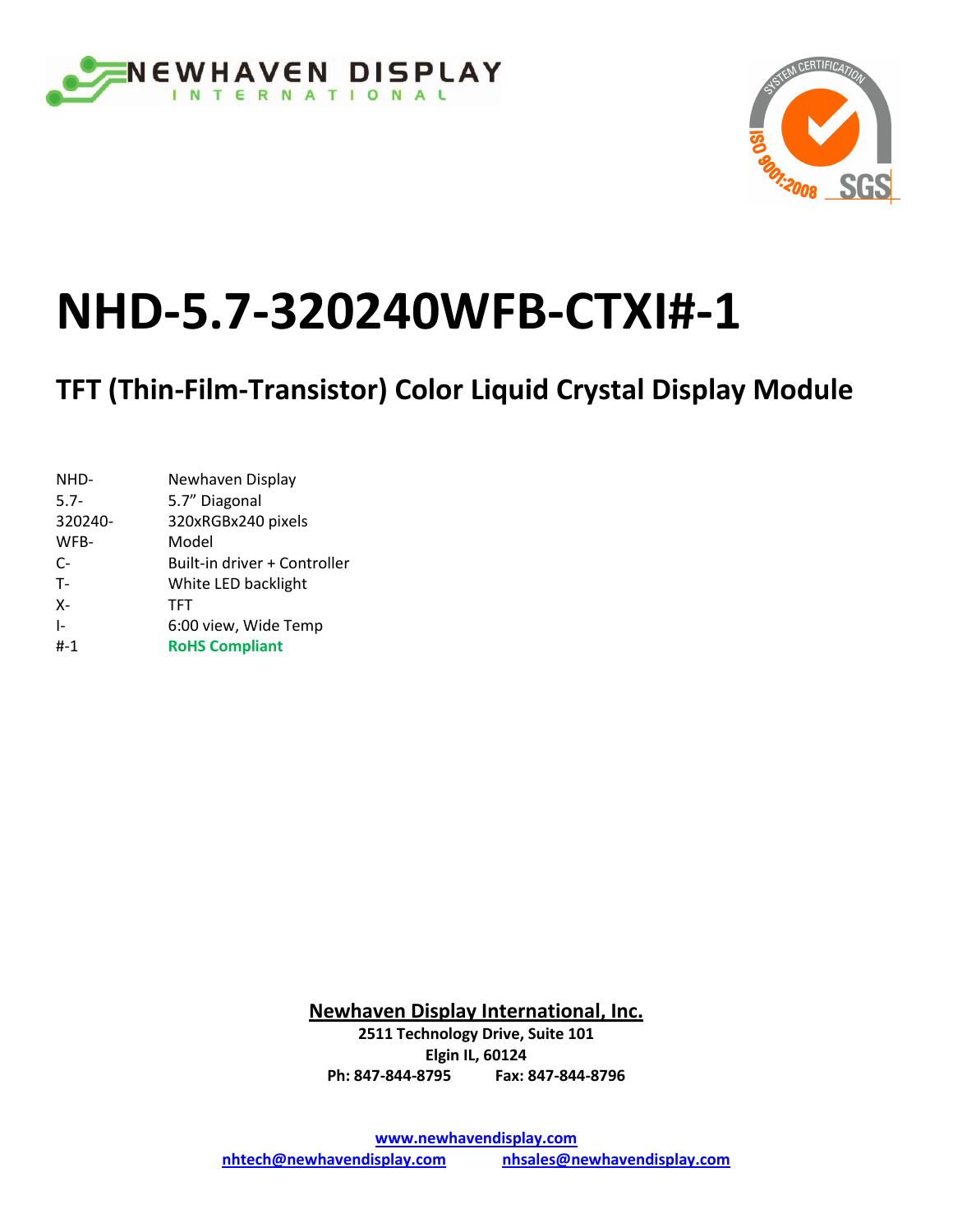NEWHAVEN DISPLAY INTERNATIONAL

# NHD-5.7-320240WFB-CTXI#-1

## TFT (Thin-Film-Transistor) Color Liquid Crystal Display Module

| | |
|---|---|
| NHD- | Newhaven Display |
| 5.7- | 5.7" Diagonal |
| 320240- | 320xRGBx240 pixels |
| WFB- | Model |
| C- | Built-in driver + Controller |
| T- | White LED backlight |
| X- | TFT |
| I- | 6:00 view, Wide Temp |
| #-1 | **RoHS Compliant** |

**Newhaven Display International, Inc.**
**2511 Technology Drive, Suite 101**
**Elgin IL, 60124**
**Ph: 847-844-8795 Fax: 847-844-8796**

**www.newhavendisplay.com**
**nhtech@newhavendisplay.com** **nhsales@newhavendisplay.com**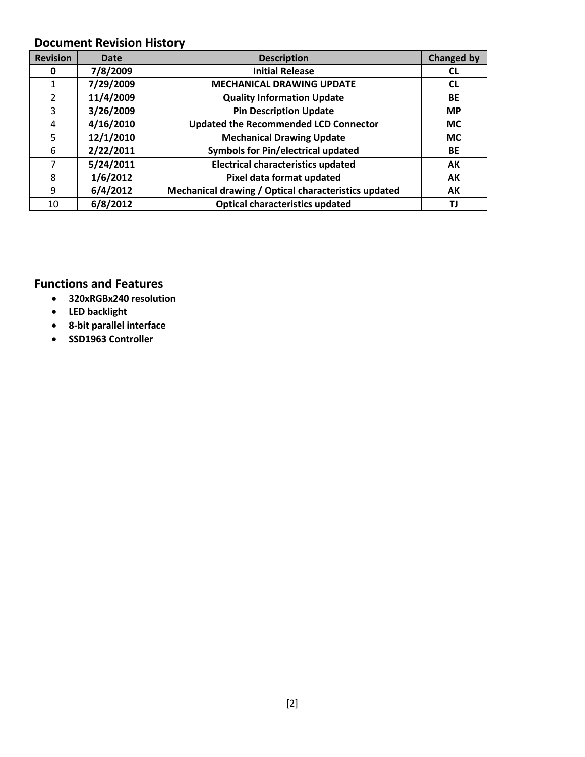## Document Revision History

| Revision | Date | Description | Changed by |
|---|---|---|---|
| **0** | **7/8/2009** | **Initial Release** | **CL** |
| 1 | **7/29/2009** | **MECHANICAL DRAWING UPDATE** | **CL** |
| 2 | **11/4/2009** | **Quality Information Update** | **BE** |
| 3 | **3/26/2009** | **Pin Description Update** | **MP** |
| 4 | **4/16/2010** | **Updated the Recommended LCD Connector** | **MC** |
| 5 | **12/1/2010** | **Mechanical Drawing Update** | **MC** |
| 6 | **2/22/2011** | **Symbols for Pin/electrical updated** | **BE** |
| 7 | **5/24/2011** | **Electrical characteristics updated** | **AK** |
| 8 | **1/6/2012** | **Pixel data format updated** | **AK** |
| 9 | **6/4/2012** | **Mechanical drawing / Optical characteristics updated** | **AK** |
| 10 | **6/8/2012** | **Optical characteristics updated** | **TJ** |

## Functions and Features

- **320xRGBx240 resolution**
- **LED backlight**
- **8-bit parallel interface**
- **SSD1963 Controller**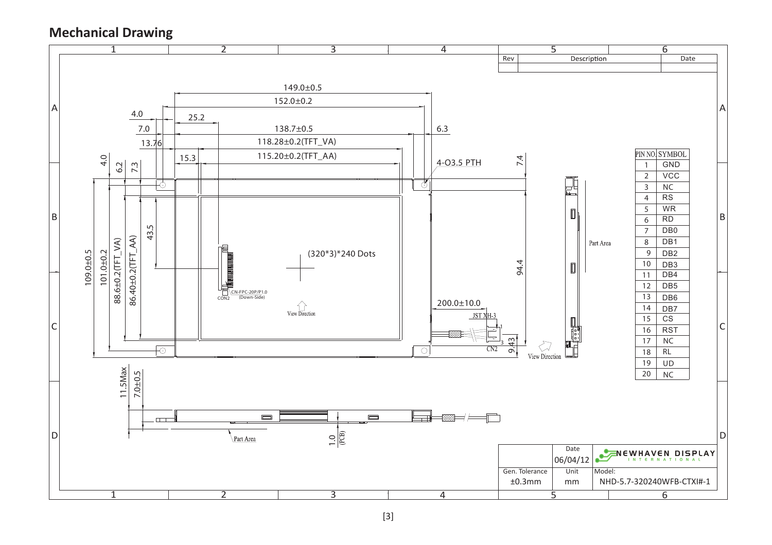## Mechanical Drawing

| Rev | Description | Date |
|---|---|---|
| | | |

149.0±0.5
152.0±0.2
4.0
25.2
7.0
138.7±0.5
6.3
13.76
118.28±0.2(TFT_VA)
15.3
115.20±0.2(TFT_AA)
4.0
6.2
7.3
4-O3.5 PTH
7.4
43.5
109.0±0.5
101.0±0.2
88.6±0.2(TFT_VA)
86.40±0.2(TFT_AA)
(320*3)*240 Dots
94.4
CN-FPC-20P/P1.0 (Down-Side)
CON2
View Direction
200.0±10.0
JST XH-3
CN2
9.43
View Direction
Part Area
11.5Max
7.0±0.5
Part Area
1.0 (PCB)

| PIN NO. | SYMBOL |
|---|---|
| 1 | GND |
| 2 | VCC |
| 3 | NC |
| 4 | RS |
| 5 | WR |
| 6 | RD |
| 7 | DB0 |
| 8 | DB1 |
| 9 | DB2 |
| 10 | DB3 |
| 11 | DB4 |
| 12 | DB5 |
| 13 | DB6 |
| 14 | DB7 |
| 15 | CS |
| 16 | RST |
| 17 | NC |
| 18 | RL |
| 19 | UD |
| 20 | NC |

| | Date | NEWHAVEN DISPLAY INTERNATIONAL |
|---|---|---|
| | 06/04/12 | |
| Gen. Tolerance | Unit | Model: |
| ±0.3mm | mm | NHD-5.7-320240WFB-CTXI#-1 |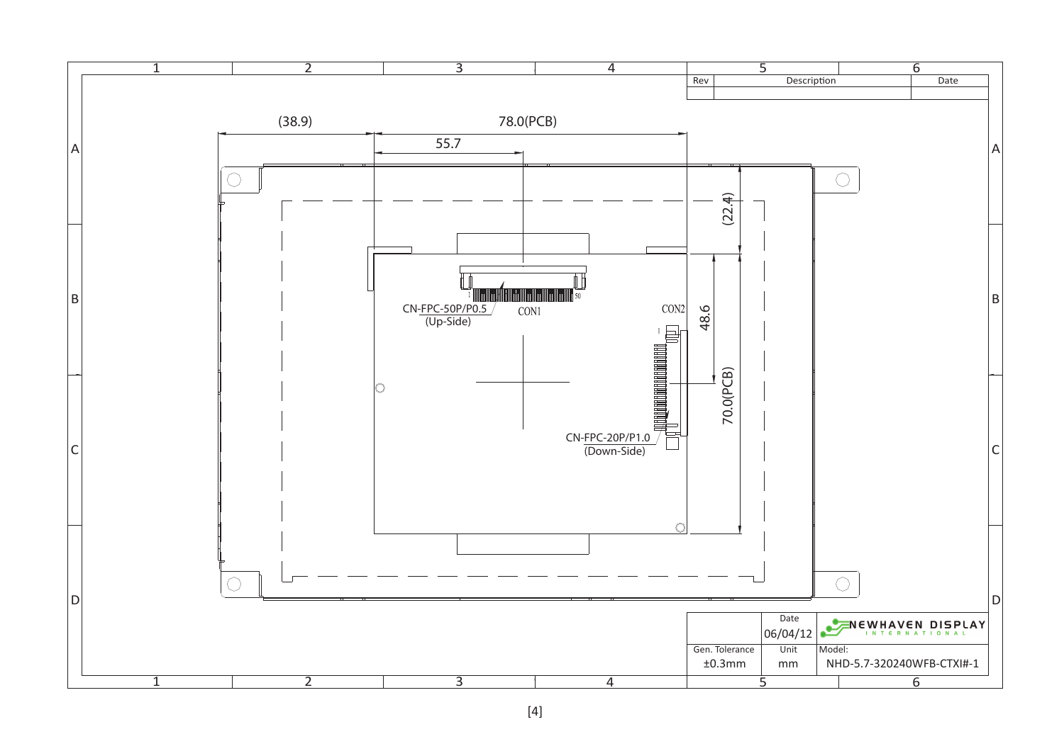| Rev | Description | Date |
| --- | --- | --- |
| | | |

(38.9)

78.0(PCB)

55.7

(22.4)

48.6

70.0(PCB)

CN-FPC-50P/P0.5 (Up-Side)

CON1

CON2

CN-FPC-20P/P1.0 (Down-Side)

| | Date | NEWHAVEN DISPLAY INTERNATIONAL |
| --- | --- | --- |
| | 06/04/12 | |
| Gen. Tolerance | Unit | Model: |
| ±0.3mm | mm | NHD-5.7-320240WFB-CTXI#-1 |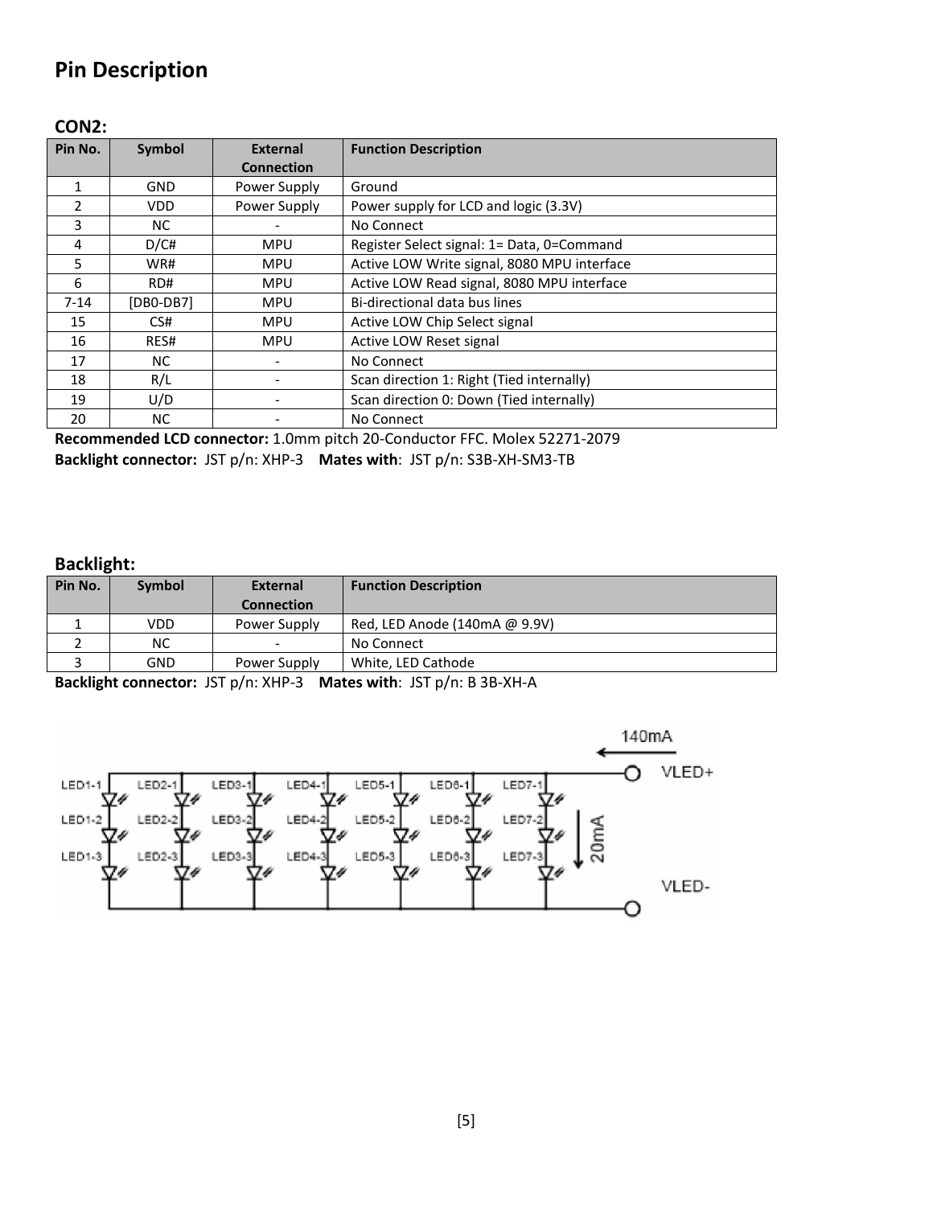# Pin Description

**CON2:**

| Pin No. | Symbol | External Connection | Function Description |
|---|---|---|---|
| 1 | GND | Power Supply | Ground |
| 2 | VDD | Power Supply | Power supply for LCD and logic (3.3V) |
| 3 | NC | - | No Connect |
| 4 | D/C# | MPU | Register Select signal: 1= Data, 0=Command |
| 5 | WR# | MPU | Active LOW Write signal, 8080 MPU interface |
| 6 | RD# | MPU | Active LOW Read signal, 8080 MPU interface |
| 7-14 | [DB0-DB7] | MPU | Bi-directional data bus lines |
| 15 | CS# | MPU | Active LOW Chip Select signal |
| 16 | RES# | MPU | Active LOW Reset signal |
| 17 | NC | - | No Connect |
| 18 | R/L | - | Scan direction 1: Right (Tied internally) |
| 19 | U/D | - | Scan direction 0: Down (Tied internally) |
| 20 | NC | - | No Connect |

**Recommended LCD connector:** 1.0mm pitch 20-Conductor FFC. Molex 52271-2079
**Backlight connector:** JST p/n: XHP-3 **Mates with**: JST p/n: S3B-XH-SM3-TB

**Backlight:**

| Pin No. | Symbol | External Connection | Function Description |
|---|---|---|---|
| 1 | VDD | Power Supply | Red, LED Anode (140mA @ 9.9V) |
| 2 | NC | - | No Connect |
| 3 | GND | Power Supply | White, LED Cathode |

**Backlight connector:** JST p/n: XHP-3 **Mates with**: JST p/n: B 3B-XH-A

140mA VLED+ LED1-1 LED2-1 LED3-1 LED4-1 LED5-1 LED6-1 LED7-1 LED1-2 LED2-2 LED3-2 LED4-2 LED5-2 LED6-2 LED7-2 LED1-3 LED2-3 LED3-3 LED4-3 LED5-3 LED6-3 LED7-3 20mA VLED-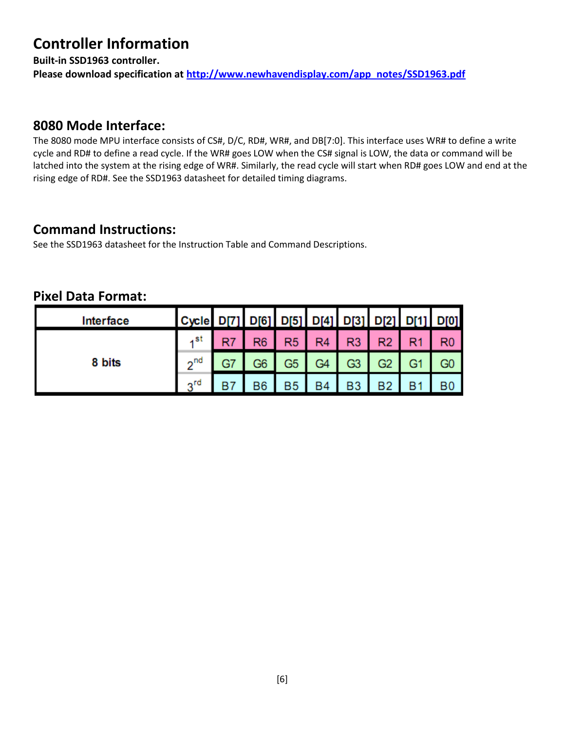# Controller Information

**Built-in SSD1963 controller.**

**Please download specification at [http://www.newhavendisplay.com/app_notes/SSD1963.pdf](http://www.newhavendisplay.com/app_notes/SSD1963.pdf)**

## 8080 Mode Interface:

The 8080 mode MPU interface consists of CS#, D/C, RD#, WR#, and DB[7:0]. This interface uses WR# to define a write cycle and RD# to define a read cycle. If the WR# goes LOW when the CS# signal is LOW, the data or command will be latched into the system at the rising edge of WR#. Similarly, the read cycle will start when RD# goes LOW and end at the rising edge of RD#. See the SSD1963 datasheet for detailed timing diagrams.

## Command Instructions:

See the SSD1963 datasheet for the Instruction Table and Command Descriptions.

## Pixel Data Format:

| Interface | Cycle | D[7] | D[6] | D[5] | D[4] | D[3] | D[2] | D[1] | D[0] |
|---|---|---|---|---|---|---|---|---|---|
| 8 bits | 1st | R7 | R6 | R5 | R4 | R3 | R2 | R1 | R0 |
| | 2nd | G7 | G6 | G5 | G4 | G3 | G2 | G1 | G0 |
| | 3rd | B7 | B6 | B5 | B4 | B3 | B2 | B1 | B0 |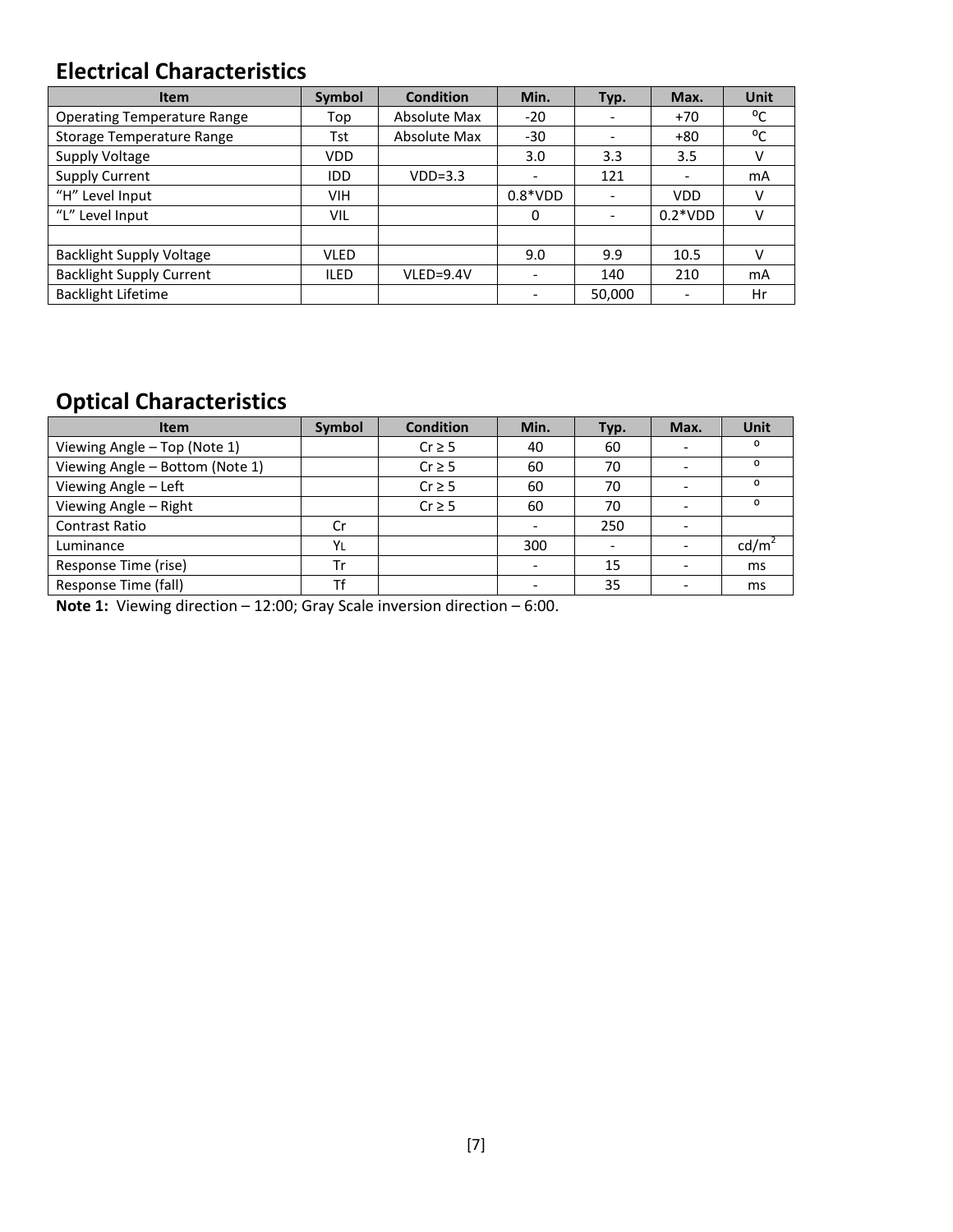## Electrical Characteristics

| Item | Symbol | Condition | Min. | Typ. | Max. | Unit |
|---|---|---|---|---|---|---|
| Operating Temperature Range | Top | Absolute Max | -20 | - | +70 | ºC |
| Storage Temperature Range | Tst | Absolute Max | -30 | - | +80 | ºC |
| Supply Voltage | VDD | | 3.0 | 3.3 | 3.5 | V |
| Supply Current | IDD | VDD=3.3 | - | 121 | - | mA |
| "H" Level Input | VIH | | 0.8*VDD | - | VDD | V |
| "L" Level Input | VIL | | 0 | - | 0.2*VDD | V |
| | | | | | | |
| Backlight Supply Voltage | VLED | | 9.0 | 9.9 | 10.5 | V |
| Backlight Supply Current | ILED | VLED=9.4V | - | 140 | 210 | mA |
| Backlight Lifetime | | | - | 50,000 | - | Hr |

## Optical Characteristics

| Item | Symbol | Condition | Min. | Typ. | Max. | Unit |
|---|---|---|---|---|---|---|
| Viewing Angle – Top (Note 1) | | Cr ≥ 5 | 40 | 60 | - | º |
| Viewing Angle – Bottom (Note 1) | | Cr ≥ 5 | 60 | 70 | - | º |
| Viewing Angle – Left | | Cr ≥ 5 | 60 | 70 | - | º |
| Viewing Angle – Right | | Cr ≥ 5 | 60 | 70 | - | º |
| Contrast Ratio | Cr | | - | 250 | - | |
| Luminance | $Y_L$ | | 300 | - | - | $cd/m^2$ |
| Response Time (rise) | Tr | | - | 15 | - | ms |
| Response Time (fall) | Tf | | - | 35 | - | ms |

**Note 1:** Viewing direction – 12:00; Gray Scale inversion direction – 6:00.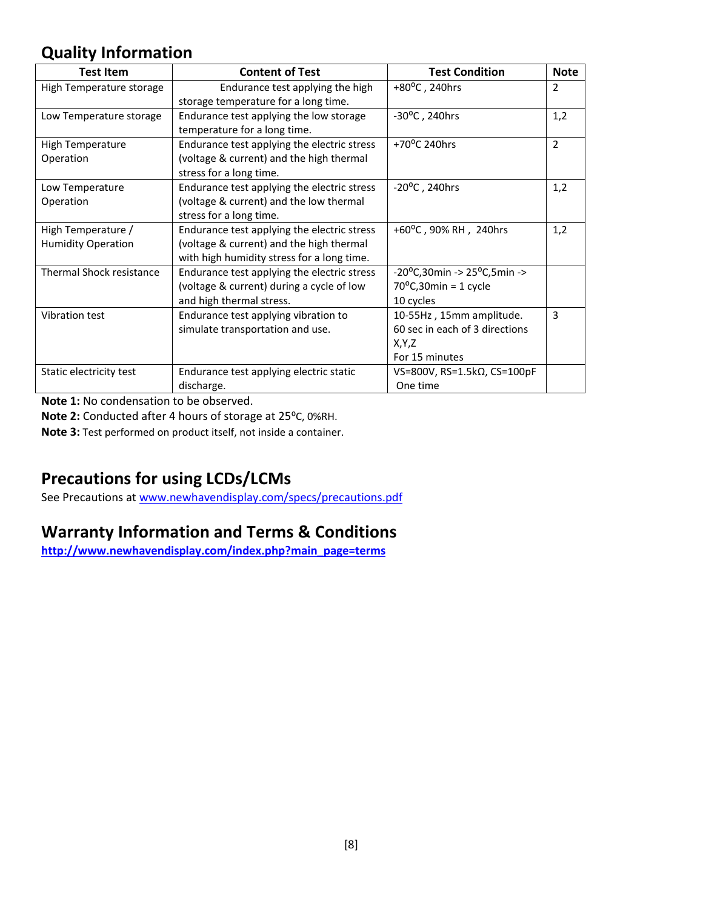## Quality Information

| Test Item | Content of Test | Test Condition | Note |
|---|---|---|---|
| High Temperature storage | Endurance test applying the high storage temperature for a long time. | +80°C , 240hrs | 2 |
| Low Temperature storage | Endurance test applying the low storage temperature for a long time. | -30°C , 240hrs | 1,2 |
| High Temperature Operation | Endurance test applying the electric stress (voltage & current) and the high thermal stress for a long time. | +70°C 240hrs | 2 |
| Low Temperature Operation | Endurance test applying the electric stress (voltage & current) and the low thermal stress for a long time. | -20°C , 240hrs | 1,2 |
| High Temperature / Humidity Operation | Endurance test applying the electric stress (voltage & current) and the high thermal with high humidity stress for a long time. | +60°C , 90% RH , 240hrs | 1,2 |
| Thermal Shock resistance | Endurance test applying the electric stress (voltage & current) during a cycle of low and high thermal stress. | -20°C,30min -> 25°C,5min -> 70°C,30min = 1 cycle 10 cycles | |
| Vibration test | Endurance test applying vibration to simulate transportation and use. | 10-55Hz , 15mm amplitude. 60 sec in each of 3 directions X,Y,Z For 15 minutes | 3 |
| Static electricity test | Endurance test applying electric static discharge. | VS=800V, RS=1.5kΩ, CS=100pF One time | |

**Note 1:** No condensation to be observed.
**Note 2:** Conducted after 4 hours of storage at 25°C, 0%RH.
**Note 3:** Test performed on product itself, not inside a container.

## Precautions for using LCDs/LCMs

See Precautions at www.newhavendisplay.com/specs/precautions.pdf

## Warranty Information and Terms & Conditions

**http://www.newhavendisplay.com/index.php?main_page=terms**